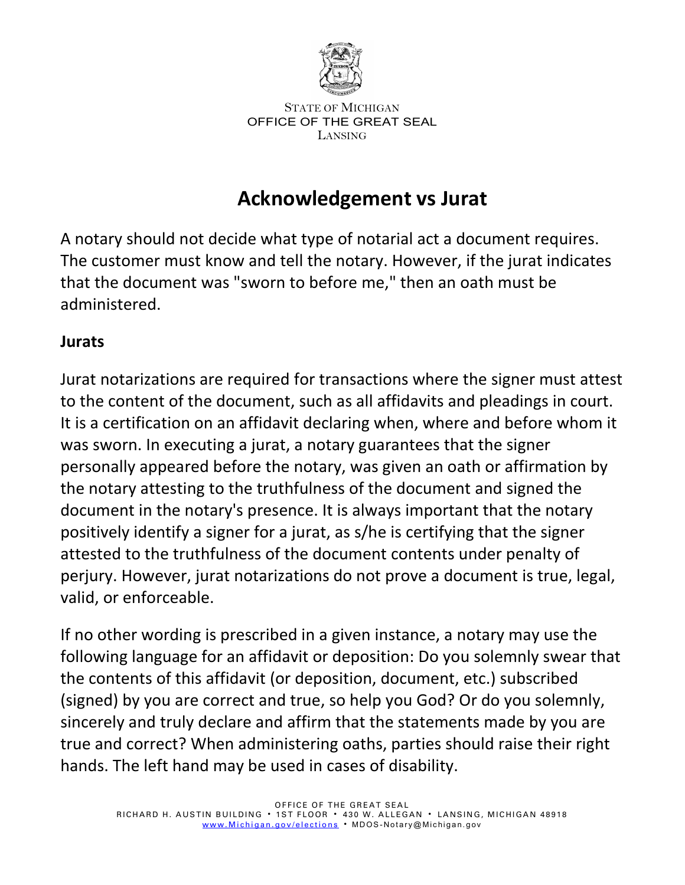STATE OF MICHIGAN
OFFICE OF THE GREAT SEAL
LANSING

# Acknowledgement vs Jurat

A notary should not decide what type of notarial act a document requires. The customer must know and tell the notary. However, if the jurat indicates that the document was "sworn to before me," then an oath must be administered.

## Jurats

Jurat notarizations are required for transactions where the signer must attest to the content of the document, such as all affidavits and pleadings in court. It is a certification on an affidavit declaring when, where and before whom it was sworn. In executing a jurat, a notary guarantees that the signer personally appeared before the notary, was given an oath or affirmation by the notary attesting to the truthfulness of the document and signed the document in the notary's presence. It is always important that the notary positively identify a signer for a jurat, as s/he is certifying that the signer attested to the truthfulness of the document contents under penalty of perjury. However, jurat notarizations do not prove a document is true, legal, valid, or enforceable.

If no other wording is prescribed in a given instance, a notary may use the following language for an affidavit or deposition: Do you solemnly swear that the contents of this affidavit (or deposition, document, etc.) subscribed (signed) by you are correct and true, so help you God? Or do you solemnly, sincerely and truly declare and affirm that the statements made by you are true and correct? When administering oaths, parties should raise their right hands. The left hand may be used in cases of disability.

OFFICE OF THE GREAT SEAL
RICHARD H. AUSTIN BUILDING • 1ST FLOOR • 430 W. ALLEGAN • LANSING, MICHIGAN 48918
www.Michigan.gov/elections • MDOS-Notary@Michigan.gov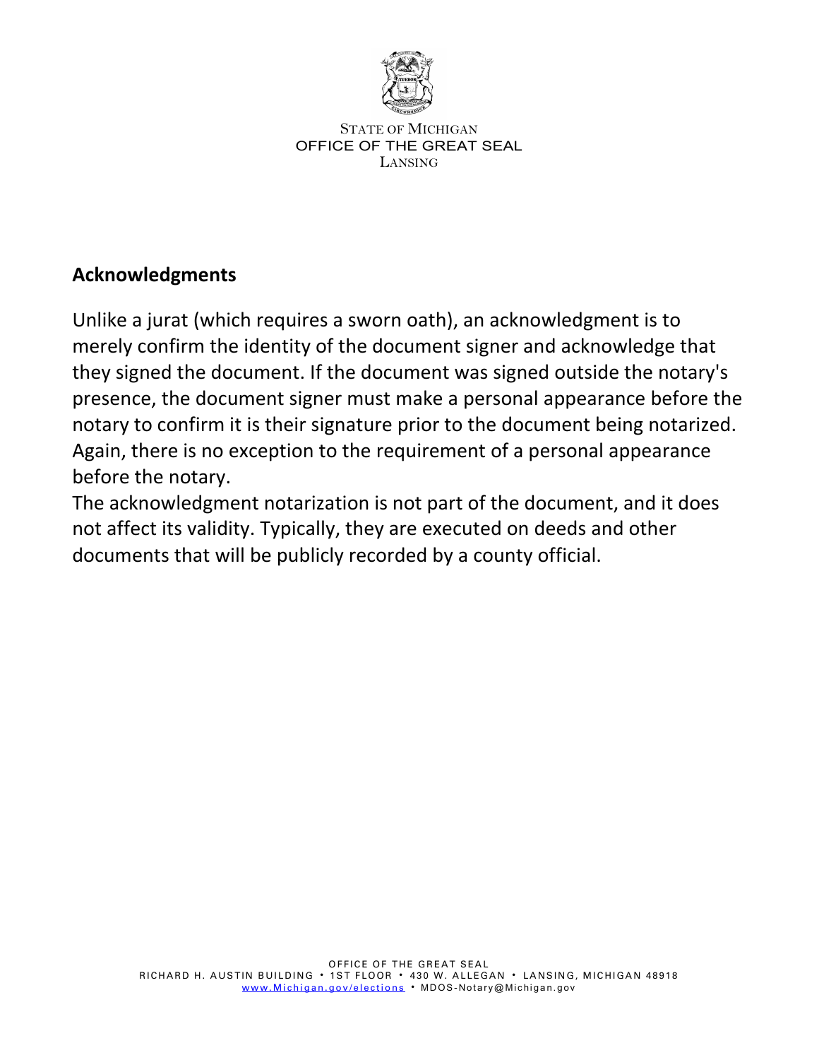STATE OF MICHIGAN
OFFICE OF THE GREAT SEAL
LANSING

## Acknowledgments

Unlike a jurat (which requires a sworn oath), an acknowledgment is to merely confirm the identity of the document signer and acknowledge that they signed the document. If the document was signed outside the notary's presence, the document signer must make a personal appearance before the notary to confirm it is their signature prior to the document being notarized. Again, there is no exception to the requirement of a personal appearance before the notary.

The acknowledgment notarization is not part of the document, and it does not affect its validity. Typically, they are executed on deeds and other documents that will be publicly recorded by a county official.

OFFICE OF THE GREAT SEAL
RICHARD H. AUSTIN BUILDING • 1ST FLOOR • 430 W. ALLEGAN • LANSING, MICHIGAN 48918
www.Michigan.gov/elections • MDOS-Notary@Michigan.gov